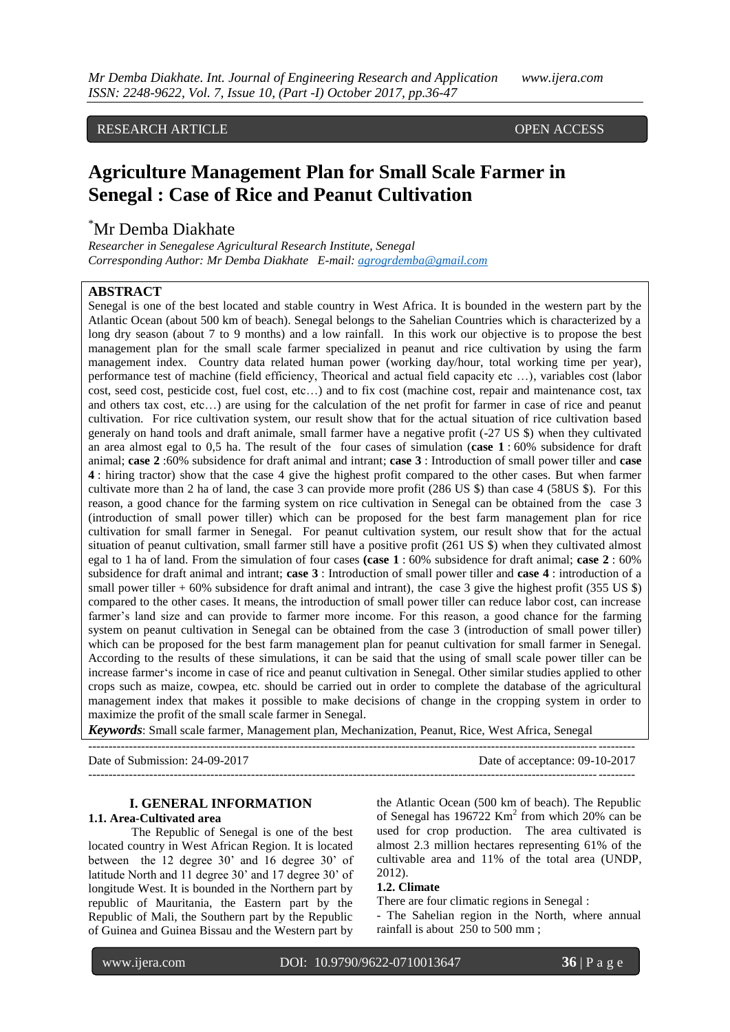RESEARCH ARTICLE OPEN ACCESS

# Agriculture Management Plan for Small Scale Farmer in Senegal : Case of Rice and Peanut Cultivation

*Mr Demba Diakhate

*Researcher in Senegalese Agricultural Research Institute, Senegal*
*Corresponding Author: Mr Demba Diakhate E-mail: agrogrdemba@gmail.com*

## ABSTRACT

Senegal is one of the best located and stable country in West Africa. It is bounded in the western part by the Atlantic Ocean (about 500 km of beach). Senegal belongs to the Sahelian Countries which is characterized by a long dry season (about 7 to 9 months) and a low rainfall. In this work our objective is to propose the best management plan for the small scale farmer specialized in peanut and rice cultivation by using the farm management index. Country data related human power (working day/hour, total working time per year), performance test of machine (field efficiency, Theorical and actual field capacity etc …), variables cost (labor cost, seed cost, pesticide cost, fuel cost, etc…) and to fix cost (machine cost, repair and maintenance cost, tax and others tax cost, etc…) are using for the calculation of the net profit for farmer in case of rice and peanut cultivation. For rice cultivation system, our result show that for the actual situation of rice cultivation based generaly on hand tools and draft animale, small farmer have a negative profit (-27 US $) when they cultivated an area almost egal to 0,5 ha. The result of the four cases of simulation (**case 1** : 60% subsidence for draft animal; **case 2** :60% subsidence for draft animal and intrant; **case 3** : Introduction of small power tiller and **case 4** : hiring tractor) show that the case 4 give the highest profit compared to the other cases. But when farmer cultivate more than 2 ha of land, the case 3 can provide more profit (286 US $) than case 4 (58US $). For this reason, a good chance for the farming system on rice cultivation in Senegal can be obtained from the case 3 (introduction of small power tiller) which can be proposed for the best farm management plan for rice cultivation for small farmer in Senegal. For peanut cultivation system, our result show that for the actual situation of peanut cultivation, small farmer still have a positive profit (261 US $) when they cultivated almost egal to 1 ha of land. From the simulation of four cases **(case 1** : 60% subsidence for draft animal; **case 2** : 60% subsidence for draft animal and intrant; **case 3** : Introduction of small power tiller and **case 4** : introduction of a small power tiller + 60% subsidence for draft animal and intrant), the case 3 give the highest profit (355 US $) compared to the other cases. It means, the introduction of small power tiller can reduce labor cost, can increase farmer's land size and can provide to farmer more income. For this reason, a good chance for the farming system on peanut cultivation in Senegal can be obtained from the case 3 (introduction of small power tiller) which can be proposed for the best farm management plan for peanut cultivation for small farmer in Senegal. According to the results of these simulations, it can be said that the using of small scale power tiller can be increase farmer's income in case of rice and peanut cultivation in Senegal. Other similar studies applied to other crops such as maize, cowpea, etc. should be carried out in order to complete the database of the agricultural management index that makes it possible to make decisions of change in the cropping system in order to maximize the profit of the small scale farmer in Senegal.

***Keywords***: Small scale farmer, Management plan, Mechanization, Peanut, Rice, West Africa, Senegal

---

Date of Submission: 24-09-2017 Date of acceptance: 09-10-2017

---

## I. GENERAL INFORMATION

### 1.1. Area-Cultivated area

The Republic of Senegal is one of the best located country in West African Region. It is located between the 12 degree 30' and 16 degree 30' of latitude North and 11 degree 30' and 17 degree 30' of longitude West. It is bounded in the Northern part by republic of Mauritania, the Eastern part by the Republic of Mali, the Southern part by the Republic of Guinea and Guinea Bissau and the Western part by the Atlantic Ocean (500 km of beach). The Republic of Senegal has 196722 Km$^2$ from which 20% can be used for crop production. The area cultivated is almost 2.3 million hectares representing 61% of the cultivable area and 11% of the total area (UNDP, 2012).

### 1.2. Climate

There are four climatic regions in Senegal :

- The Sahelian region in the North, where annual rainfall is about 250 to 500 mm ;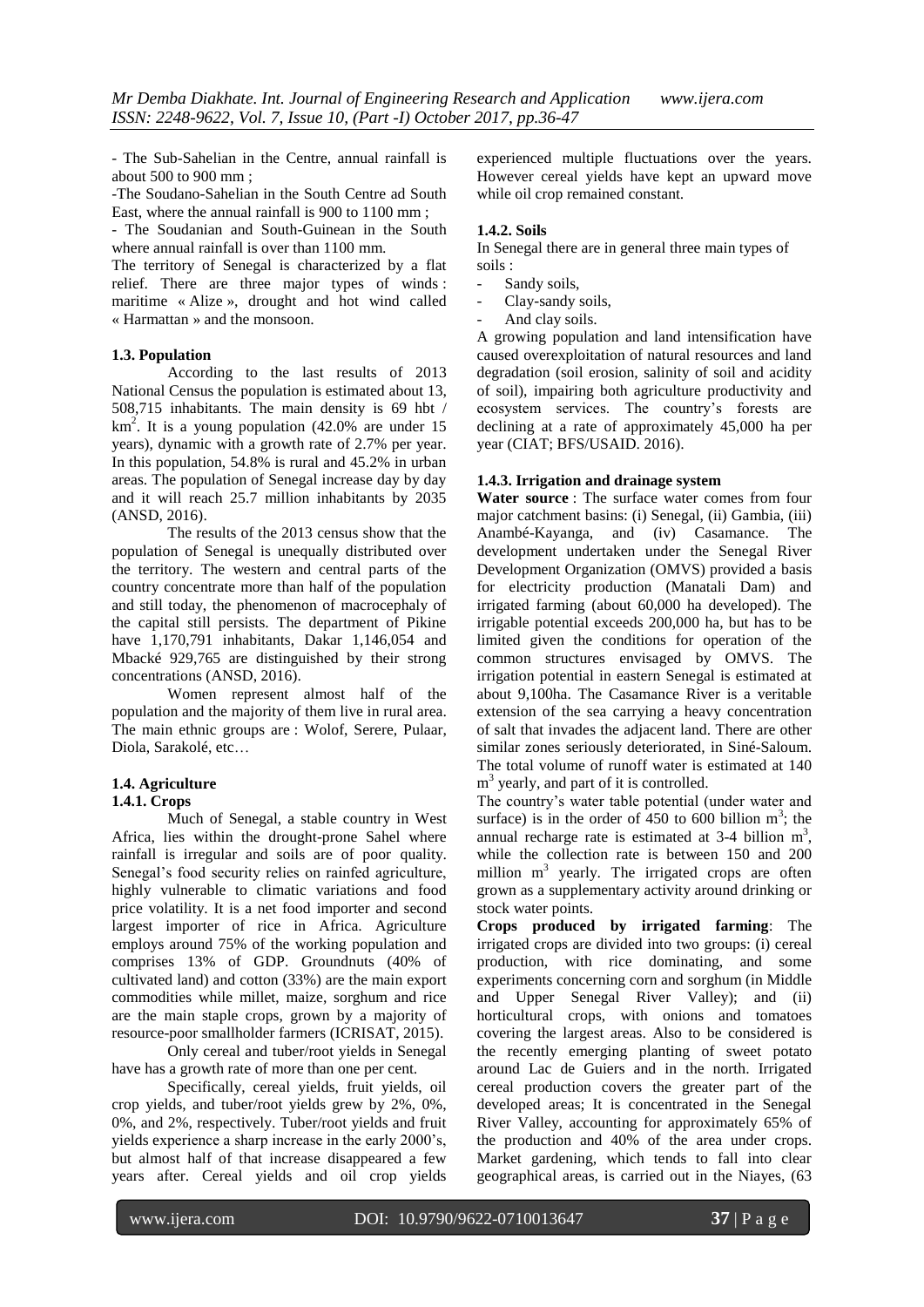- The Sub-Sahelian in the Centre, annual rainfall is about 500 to 900 mm ;

-The Soudano-Sahelian in the South Centre ad South East, where the annual rainfall is 900 to 1100 mm ;

- The Soudanian and South-Guinean in the South where annual rainfall is over than 1100 mm.

The territory of Senegal is characterized by a flat relief. There are three major types of winds : maritime « Alize », drought and hot wind called « Harmattan » and the monsoon.

### 1.3. Population

According to the last results of 2013 National Census the population is estimated about 13, 508,715 inhabitants. The main density is 69 hbt / km$^2$. It is a young population (42.0% are under 15 years), dynamic with a growth rate of 2.7% per year. In this population, 54.8% is rural and 45.2% in urban areas. The population of Senegal increase day by day and it will reach 25.7 million inhabitants by 2035 (ANSD, 2016).

The results of the 2013 census show that the population of Senegal is unequally distributed over the territory. The western and central parts of the country concentrate more than half of the population and still today, the phenomenon of macrocephaly of the capital still persists. The department of Pikine have 1,170,791 inhabitants, Dakar 1,146,054 and Mbacké 929,765 are distinguished by their strong concentrations (ANSD, 2016).

Women represent almost half of the population and the majority of them live in rural area. The main ethnic groups are : Wolof, Serere, Pulaar, Diola, Sarakolé, etc…

### 1.4. Agriculture

#### 1.4.1. Crops

Much of Senegal, a stable country in West Africa, lies within the drought-prone Sahel where rainfall is irregular and soils are of poor quality. Senegal's food security relies on rainfed agriculture, highly vulnerable to climatic variations and food price volatility. It is a net food importer and second largest importer of rice in Africa. Agriculture employs around 75% of the working population and comprises 13% of GDP. Groundnuts (40% of cultivated land) and cotton (33%) are the main export commodities while millet, maize, sorghum and rice are the main staple crops, grown by a majority of resource-poor smallholder farmers (ICRISAT, 2015).

Only cereal and tuber/root yields in Senegal have has a growth rate of more than one per cent.

Specifically, cereal yields, fruit yields, oil crop yields, and tuber/root yields grew by 2%, 0%, 0%, and 2%, respectively. Tuber/root yields and fruit yields experience a sharp increase in the early 2000's, but almost half of that increase disappeared a few years after. Cereal yields and oil crop yields experienced multiple fluctuations over the years. However cereal yields have kept an upward move while oil crop remained constant.

#### 1.4.2. Soils

In Senegal there are in general three main types of soils :

- Sandy soils,
- Clay-sandy soils,
- And clay soils.

A growing population and land intensification have caused overexploitation of natural resources and land degradation (soil erosion, salinity of soil and acidity of soil), impairing both agriculture productivity and ecosystem services. The country's forests are declining at a rate of approximately 45,000 ha per year (CIAT; BFS/USAID. 2016).

#### 1.4.3. Irrigation and drainage system

**Water source** : The surface water comes from four major catchment basins: (i) Senegal, (ii) Gambia, (iii) Anambé-Kayanga, and (iv) Casamance. The development undertaken under the Senegal River Development Organization (OMVS) provided a basis for electricity production (Manatali Dam) and irrigated farming (about 60,000 ha developed). The irrigable potential exceeds 200,000 ha, but has to be limited given the conditions for operation of the common structures envisaged by OMVS. The irrigation potential in eastern Senegal is estimated at about 9,100ha. The Casamance River is a veritable extension of the sea carrying a heavy concentration of salt that invades the adjacent land. There are other similar zones seriously deteriorated, in Siné-Saloum. The total volume of runoff water is estimated at 140 m$^3$ yearly, and part of it is controlled.

The country's water table potential (under water and surface) is in the order of 450 to 600 billion m$^3$; the annual recharge rate is estimated at 3-4 billion m$^3$, while the collection rate is between 150 and 200 million m$^3$ yearly. The irrigated crops are often grown as a supplementary activity around drinking or stock water points.

**Crops produced by irrigated farming**: The irrigated crops are divided into two groups: (i) cereal production, with rice dominating, and some experiments concerning corn and sorghum (in Middle and Upper Senegal River Valley); and (ii) horticultural crops, with onions and tomatoes covering the largest areas. Also to be considered is the recently emerging planting of sweet potato around Lac de Guiers and in the north. Irrigated cereal production covers the greater part of the developed areas; It is concentrated in the Senegal River Valley, accounting for approximately 65% of the production and 40% of the area under crops. Market gardening, which tends to fall into clear geographical areas, is carried out in the Niayes, (63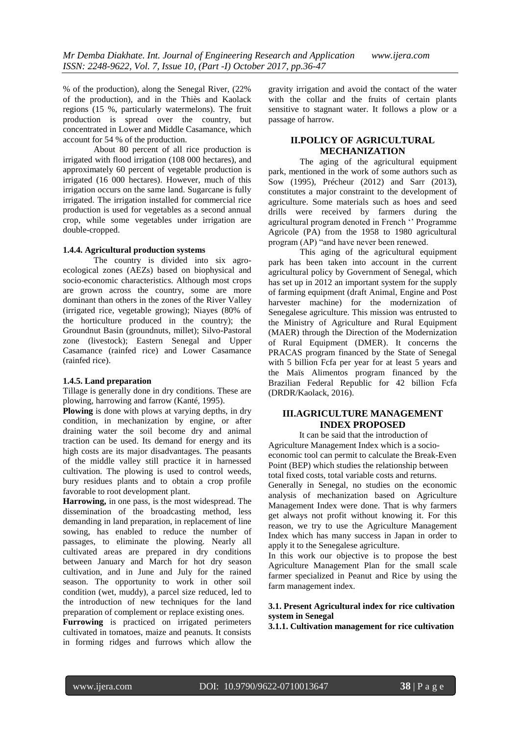% of the production), along the Senegal River, (22% of the production), and in the Thiès and Kaolack regions (15 %, particularly watermelons). The fruit production is spread over the country, but concentrated in Lower and Middle Casamance, which account for 54 % of the production.

About 80 percent of all rice production is irrigated with flood irrigation (108 000 hectares), and approximately 60 percent of vegetable production is irrigated (16 000 hectares). However, much of this irrigation occurs on the same land. Sugarcane is fully irrigated. The irrigation installed for commercial rice production is used for vegetables as a second annual crop, while some vegetables under irrigation are double-cropped.

#### 1.4.4. Agricultural production systems

The country is divided into six agro-ecological zones (AEZs) based on biophysical and socio-economic characteristics. Although most crops are grown across the country, some are more dominant than others in the zones of the River Valley (irrigated rice, vegetable growing); Niayes (80% of the horticulture produced in the country); the Groundnut Basin (groundnuts, millet); Silvo-Pastoral zone (livestock); Eastern Senegal and Upper Casamance (rainfed rice) and Lower Casamance (rainfed rice).

#### 1.4.5. Land preparation

Tillage is generally done in dry conditions. These are plowing, harrowing and farrow (Kanté, 1995).

**Plowing** is done with plows at varying depths, in dry condition, in mechanization by engine, or after draining water the soil become dry and animal traction can be used. Its demand for energy and its high costs are its major disadvantages. The peasants of the middle valley still practice it in harnessed cultivation. The plowing is used to control weeds, bury residues plants and to obtain a crop profile favorable to root development plant.

**Harrowing,** in one pass, is the most widespread. The dissemination of the broadcasting method, less demanding in land preparation, in replacement of line sowing, has enabled to reduce the number of passages, to eliminate the plowing. Nearly all cultivated areas are prepared in dry conditions between January and March for hot dry season cultivation, and in June and July for the rained season. The opportunity to work in other soil condition (wet, muddy), a parcel size reduced, led to the introduction of new techniques for the land preparation of complement or replace existing ones.

**Furrowing** is practiced on irrigated perimeters cultivated in tomatoes, maize and peanuts. It consists in forming ridges and furrows which allow the gravity irrigation and avoid the contact of the water with the collar and the fruits of certain plants sensitive to stagnant water. It follows a plow or a passage of harrow.

## II.POLICY OF AGRICULTURAL MECHANIZATION

The aging of the agricultural equipment park, mentioned in the work of some authors such as Sow (1995), Précheur (2012) and Sarr (2013), constitutes a major constraint to the development of agriculture. Some materials such as hoes and seed drills were received by farmers during the agricultural program denoted in French '' Programme Agricole (PA) from the 1958 to 1980 agricultural program (AP) "and have never been renewed.

This aging of the agricultural equipment park has been taken into account in the current agricultural policy by Government of Senegal, which has set up in 2012 an important system for the supply of farming equipment (draft Animal, Engine and Post harvester machine) for the modernization of Senegalese agriculture. This mission was entrusted to the Ministry of Agriculture and Rural Equipment (MAER) through the Direction of the Modernization of Rural Equipment (DMER). It concerns the PRACAS program financed by the State of Senegal with 5 billion Fcfa per year for at least 5 years and the Maïs Alimentos program financed by the Brazilian Federal Republic for 42 billion Fcfa (DRDR/Kaolack, 2016).

## III.AGRICULTURE MANAGEMENT INDEX PROPOSED

It can be said that the introduction of Agriculture Management Index which is a socio-economic tool can permit to calculate the Break-Even Point (BEP) which studies the relationship between total fixed costs, total variable costs and returns.

Generally in Senegal, no studies on the economic analysis of mechanization based on Agriculture Management Index were done. That is why farmers get always not profit without knowing it. For this reason, we try to use the Agriculture Management Index which has many success in Japan in order to apply it to the Senegalese agriculture.

In this work our objective is to propose the best Agriculture Management Plan for the small scale farmer specialized in Peanut and Rice by using the farm management index.

### 3.1. Present Agricultural index for rice cultivation system in Senegal

#### 3.1.1. Cultivation management for rice cultivation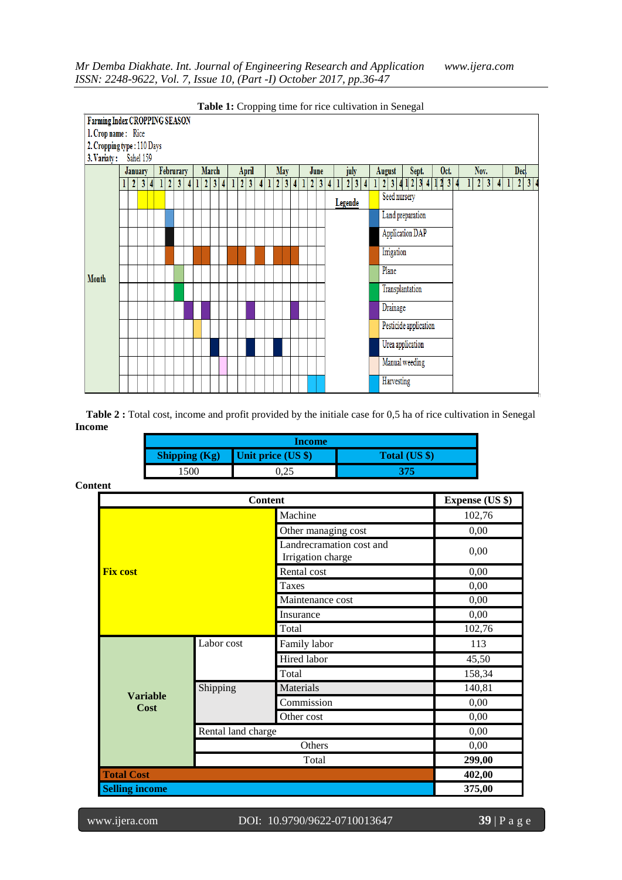**Table 1:** Cropping time for rice cultivation in Senegal

Farming Index CROPPING SEASON
1. Crop name : Rice
2. Cropping type : 110 Days
3. Variaty : Sahel 159

| Legende |
|---|
| Seed nursery |
| Land preparation |
| Application DAP |
| Irrigation |
| Plane |
| Transplantation |
| Drainage |
| Pesticide application |
| Urea application |
| Manual weeding |
| Harvesting |

Month: January, Februrary, March, April, May, June, july, August, Sept., Oct., Nov., Dec. (weeks 1 2 3 4 each)

**Table 2 :** Total cost, income and profit provided by the initiale case for 0,5 ha of rice cultivation in Senegal

**Income**

| Income | | |
|---|---|---|
| Shipping (Kg) | Unit price (US $) | Total (US $) |
| 1500 | 0,25 | 375 |

**Content**

| Content | | | Expense (US $) |
|---|---|---|---|
| Fix cost | | Machine | 102,76 |
| | | Other managing cost | 0,00 |
| | | Landrecramation cost and Irrigation charge | 0,00 |
| | | Rental cost | 0,00 |
| | | Taxes | 0,00 |
| | | Maintenance cost | 0,00 |
| | | Insurance | 0,00 |
| | | Total | 102,76 |
| Variable Cost | Labor cost | Family labor | 113 |
| | | Hired labor | 45,50 |
| | | Total | 158,34 |
| | Shipping | Materials | 140,81 |
| | | Commission | 0,00 |
| | | Other cost | 0,00 |
| | Rental land charge | | 0,00 |
| | Others | | 0,00 |
| | Total | | **299,00** |
| **Total Cost** | | | **402,00** |
| **Selling income** | | | **375,00** |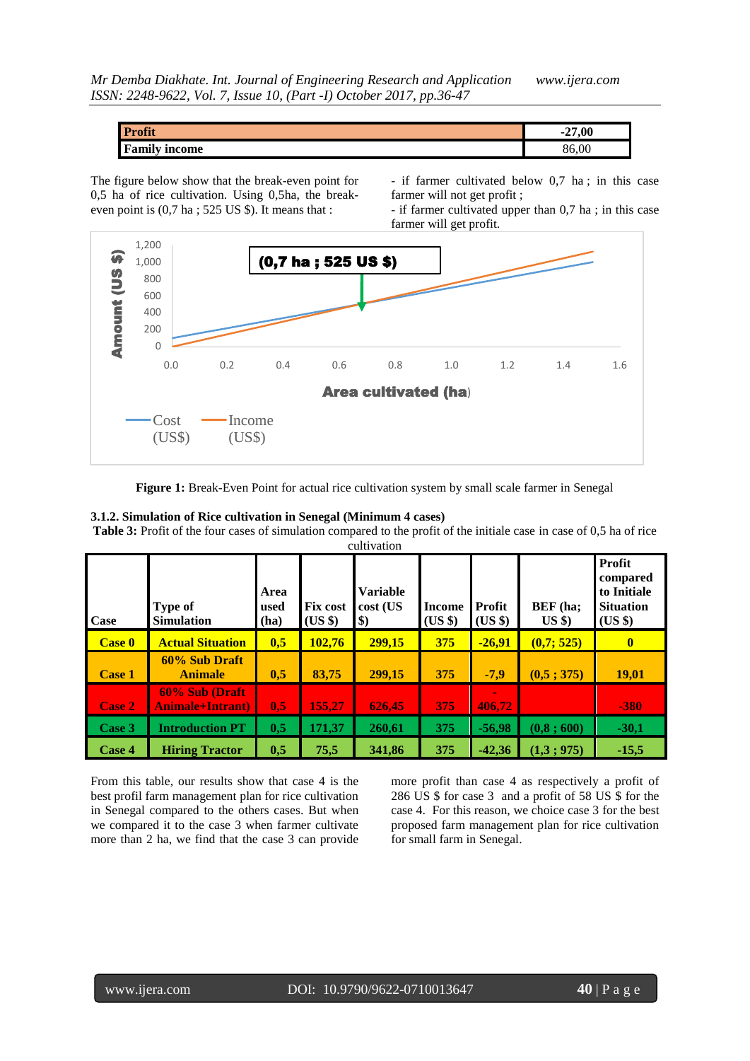| Profit | -27,00 |
|---|---|
| Family income | 86,00 |

The figure below show that the break-even point for 0,5 ha of rice cultivation. Using 0,5ha, the break-even point is (0,7 ha ; 525 US $). It means that :

- if farmer cultivated below 0,7 ha ; in this case farmer will not get profit ;
- if farmer cultivated upper than 0,7 ha ; in this case farmer will get profit.

**Figure 1:** Break-Even Point for actual rice cultivation system by small scale farmer in Senegal

#### 3.1.2. Simulation of Rice cultivation in Senegal (Minimum 4 cases)

**Table 3:** Profit of the four cases of simulation compared to the profit of the initiale case in case of 0,5 ha of rice cultivation

| Case | Type of Simulation | Area used (ha) | Fix cost (US $) | Variable cost (US $) | Income (US $) | Profit (US $) | BEF (ha; US $) | Profit compared to Initiale Situation (US $) |
|---|---|---|---|---|---|---|---|---|
| Case 0 | Actual Situation | 0,5 | 102,76 | 299,15 | 375 | -26,91 | (0,7; 525) | 0 |
| Case 1 | 60% Sub Draft Animale | 0,5 | 83,75 | 299,15 | 375 | -7,9 | (0,5 ; 375) | 19,01 |
| Case 2 | 60% Sub (Draft Animale+Intrant) | 0,5 | 155,27 | 626,45 | 375 | -406,72 | | -380 |
| Case 3 | Introduction PT | 0,5 | 171,37 | 260,61 | 375 | -56,98 | (0,8 ; 600) | -30,1 |
| Case 4 | Hiring Tractor | 0,5 | 75,5 | 341,86 | 375 | -42,36 | (1,3 ; 975) | -15,5 |

From this table, our results show that case 4 is the best profil farm management plan for rice cultivation in Senegal compared to the others cases. But when we compared it to the case 3 when farmer cultivate more than 2 ha, we find that the case 3 can provide more profit than case 4 as respectively a profit of 286 US $ for case 3 and a profit of 58 US $ for the case 4. For this reason, we choice case 3 for the best proposed farm management plan for rice cultivation for small farm in Senegal.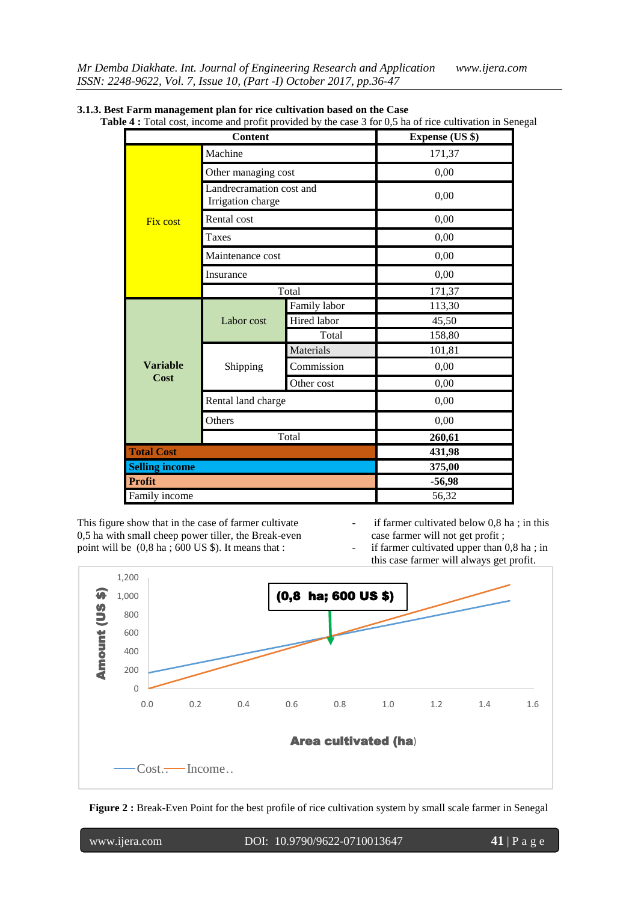### 3.1.3. Best Farm management plan for rice cultivation based on the Case

**Table 4 :** Total cost, income and profit provided by the case 3 for 0,5 ha of rice cultivation in Senegal

| Content | | | Expense (US $) |
|---|---|---|---|
| Fix cost | Machine | | 171,37 |
| | Other managing cost | | 0,00 |
| | Landrecramation cost and Irrigation charge | | 0,00 |
| | Rental cost | | 0,00 |
| | Taxes | | 0,00 |
| | Maintenance cost | | 0,00 |
| | Insurance | | 0,00 |
| | Total | | 171,37 |
| **Variable Cost** | Labor cost | Family labor | 113,30 |
| | | Hired labor | 45,50 |
| | | Total | 158,80 |
| | Shipping | Materials | 101,81 |
| | | Commission | 0,00 |
| | | Other cost | 0,00 |
| | Rental land charge | | 0,00 |
| | Others | | 0,00 |
| | Total | | **260,61** |
| **Total Cost** | | | **431,98** |
| **Selling income** | | | **375,00** |
| **Profit** | | | **-56,98** |
| Family income | | | 56,32 |

This figure show that in the case of farmer cultivate 0,5 ha with small cheep power tiller, the Break-even point will be (0,8 ha ; 600 US $). It means that :

- if farmer cultivated below 0,8 ha ; in this case farmer will not get profit ;
- if farmer cultivated upper than 0,8 ha ; in this case farmer will always get profit.

**Figure 2 :** Break-Even Point for the best profile of rice cultivation system by small scale farmer in Senegal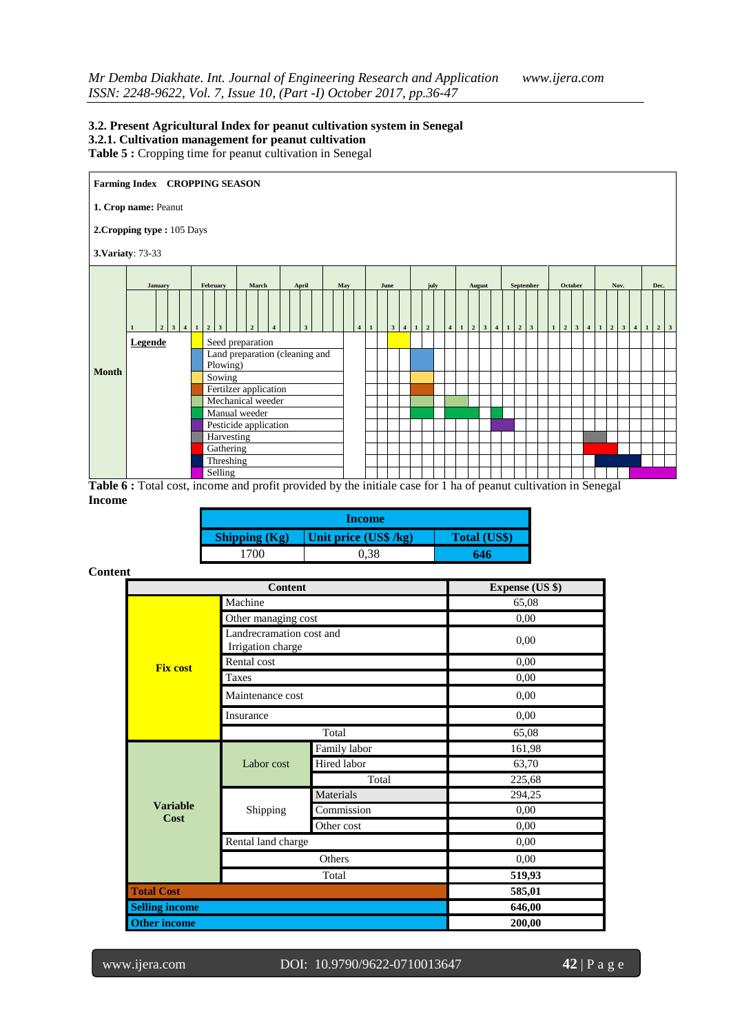### 3.2. Present Agricultural Index for peanut cultivation system in Senegal

#### 3.2.1. Cultivation management for peanut cultivation

**Table 5 :** Cropping time for peanut cultivation in Senegal

**Farming Index CROPPING SEASON**

**1. Crop name:** Peanut

**2.Cropping type :** 105 Days

**3.Variaty**: 73-33

| Month | Legende | |
|---|---|---|
| | Seed preparation | June (3) |
| | Land preparation (cleaning and Plowing) | July (1–2) |
| | Sowing | July (1–2) |
| | Fertilzer application | July (1–2) |
| | Mechanical weeder | July (1–2), July (4) – August (1) |
| | Manual weeder | July (1–2), July (4) – August (2), August (4) |
| | Pesticide application | August (4) – September (1) |
| | Harvesting | October (4) – November (1) |
| | Gathering | October (4) – November (2) |
| | Threshing | November (1) – November (4) |
| | Selling | December (1–3) |

**Table 6 :** Total cost, income and profit provided by the initiale case for 1 ha of peanut cultivation in Senegal

**Income**

| Income | | |
|---|---|---|
| Shipping (Kg) | Unit price (US$ /kg) | Total (US$) |
| 1700 | 0,38 | 646 |

**Content**

| Content | | | Expense (US $) |
|---|---|---|---|
| Fix cost | Machine | | 65,08 |
| | Other managing cost | | 0,00 |
| | Landrecramation cost and Irrigation charge | | 0,00 |
| | Rental cost | | 0,00 |
| | Taxes | | 0,00 |
| | Maintenance cost | | 0,00 |
| | Insurance | | 0,00 |
| | Total | | 65,08 |
| Variable Cost | Labor cost | Family labor | 161,98 |
| | | Hired labor | 63,70 |
| | | Total | 225,68 |
| | Shipping | Materials | 294,25 |
| | | Commission | 0,00 |
| | | Other cost | 0,00 |
| | Rental land charge | | 0,00 |
| | Others | | 0,00 |
| | Total | | **519,93** |
| **Total Cost** | | | **585,01** |
| **Selling income** | | | **646,00** |
| **Other income** | | | **200,00** |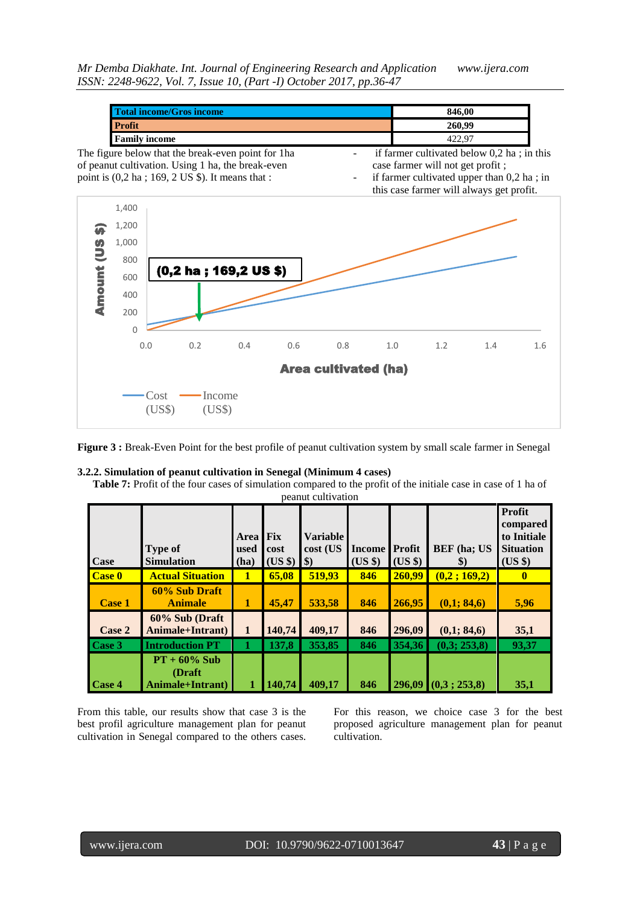| Total income/Gros income | 846,00 |
|---|---|
| Profit | 260,99 |
| Family income | 422,97 |

The figure below that the break-even point for 1ha of peanut cultivation. Using 1 ha, the break-even point is (0,2 ha ; 169, 2 US $). It means that :

- if farmer cultivated below 0,2 ha ; in this case farmer will not get profit ;
- if farmer cultivated upper than 0,2 ha ; in this case farmer will always get profit.

**Figure 3 :** Break-Even Point for the best profile of peanut cultivation system by small scale farmer in Senegal

### 3.2.2. Simulation of peanut cultivation in Senegal (Minimum 4 cases)

**Table 7:** Profit of the four cases of simulation compared to the profit of the initiale case in case of 1 ha of peanut cultivation

| Case | Type of Simulation | Area used (ha) | Fix cost (US $) | Variable cost (US $) | Income (US $) | Profit (US $) | BEF (ha; US $) | Profit compared to Initiale Situation (US $) |
|---|---|---|---|---|---|---|---|---|
| Case 0 | Actual Situation | 1 | 65,08 | 519,93 | 846 | 260,99 | (0,2 ; 169,2) | 0 |
| Case 1 | 60% Sub Draft Animale | 1 | 45,47 | 533,58 | 846 | 266,95 | (0,1; 84,6) | 5,96 |
| Case 2 | 60% Sub (Draft Animale+Intrant) | 1 | 140,74 | 409,17 | 846 | 296,09 | (0,1; 84,6) | 35,1 |
| Case 3 | Introduction PT | 1 | 137,8 | 353,85 | 846 | 354,36 | (0,3; 253,8) | 93,37 |
| Case 4 | PT + 60% Sub (Draft Animale+Intrant) | 1 | 140,74 | 409,17 | 846 | 296,09 | (0,3 ; 253,8) | 35,1 |

From this table, our results show that case 3 is the best profil agriculture management plan for peanut cultivation in Senegal compared to the others cases. For this reason, we choice case 3 for the best proposed agriculture management plan for peanut cultivation.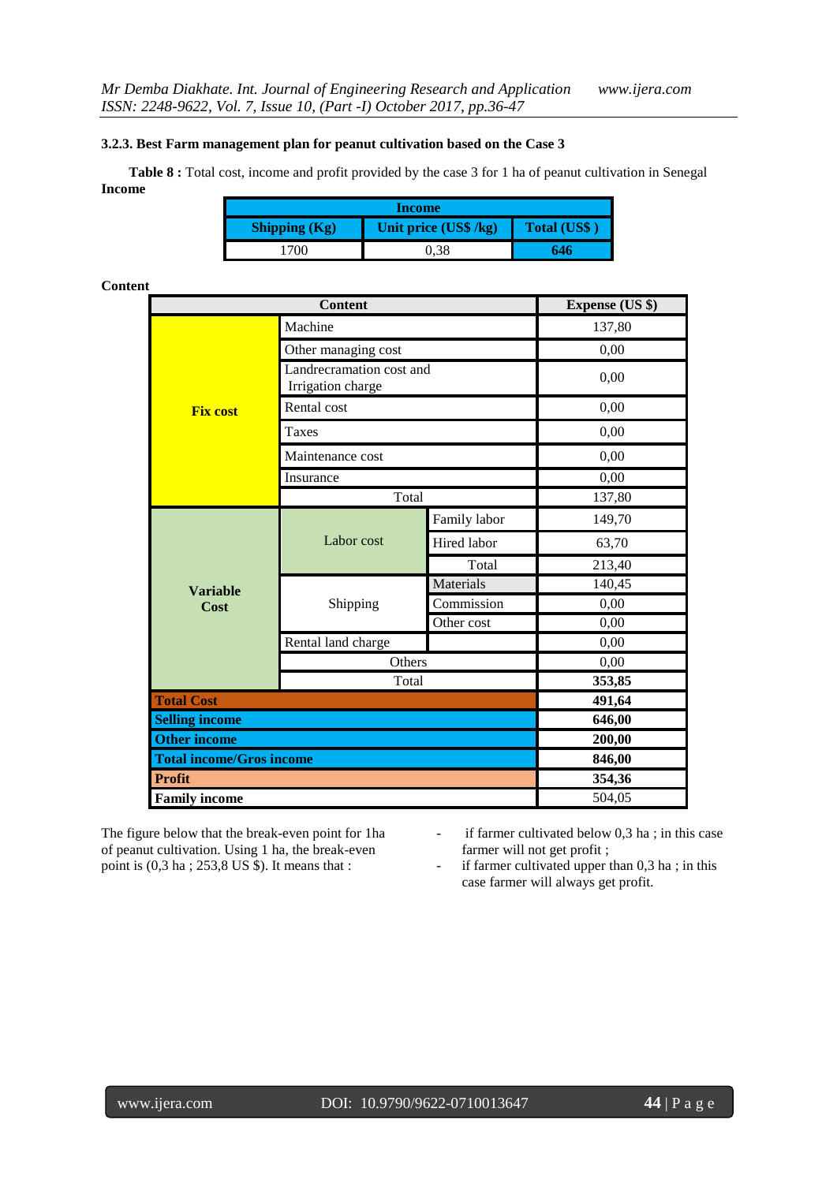### 3.2.3. Best Farm management plan for peanut cultivation based on the Case 3

**Table 8 :** Total cost, income and profit provided by the case 3 for 1 ha of peanut cultivation in Senegal

**Income**

| Income | | |
|---|---|---|
| **Shipping (Kg)** | **Unit price (US$ /kg)** | **Total (US$ )** |
| 1700 | 0,38 | **646** |

**Content**

| Content | | | Expense (US $) |
|---|---|---|---|
| **Fix cost** | Machine | | 137,80 |
| | Other managing cost | | 0,00 |
| | Landrecramation cost and Irrigation charge | | 0,00 |
| | Rental cost | | 0,00 |
| | Taxes | | 0,00 |
| | Maintenance cost | | 0,00 |
| | Insurance | | 0,00 |
| | Total | | 137,80 |
| **Variable Cost** | Labor cost | Family labor | 149,70 |
| | | Hired labor | 63,70 |
| | | Total | 213,40 |
| | Shipping | Materials | 140,45 |
| | | Commission | 0,00 |
| | | Other cost | 0,00 |
| | Rental land charge | | 0,00 |
| | Others | | 0,00 |
| | Total | | **353,85** |
| **Total Cost** | | | **491,64** |
| **Selling income** | | | **646,00** |
| **Other income** | | | **200,00** |
| **Total income/Gros income** | | | **846,00** |
| **Profit** | | | **354,36** |
| **Family income** | | | 504,05 |

The figure below that the break-even point for 1ha of peanut cultivation. Using 1 ha, the break-even point is (0,3 ha ; 253,8 US $). It means that :

- if farmer cultivated below 0,3 ha ; in this case farmer will not get profit ;
- if farmer cultivated upper than 0,3 ha ; in this case farmer will always get profit.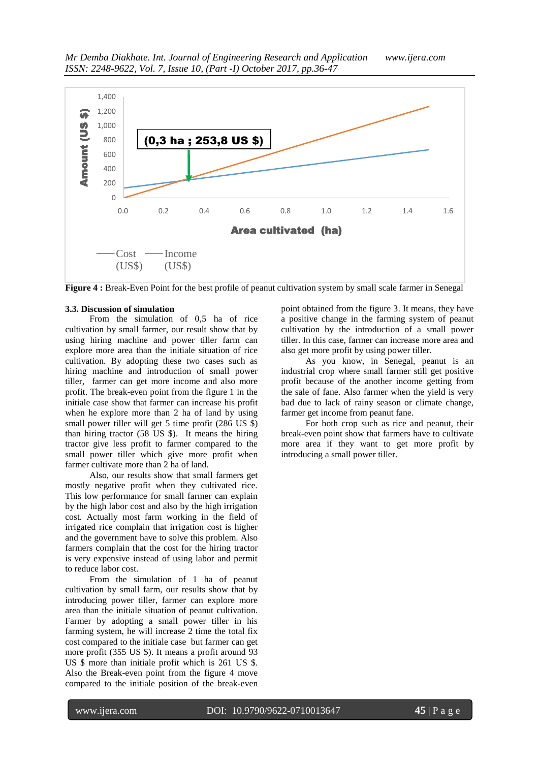**Figure 4 :** Break-Even Point for the best profile of peanut cultivation system by small scale farmer in Senegal

### 3.3. Discussion of simulation

From the simulation of 0,5 ha of rice cultivation by small farmer, our result show that by using hiring machine and power tiller farm can explore more area than the initiale situation of rice cultivation. By adopting these two cases such as hiring machine and introduction of small power tiller, farmer can get more income and also more profit. The break-even point from the figure 1 in the initiale case show that farmer can increase his profit when he explore more than 2 ha of land by using small power tiller will get 5 time profit (286 US $) than hiring tractor (58 US $). It means the hiring tractor give less profit to farmer compared to the small power tiller which give more profit when farmer cultivate more than 2 ha of land.

Also, our results show that small farmers get mostly negative profit when they cultivated rice. This low performance for small farmer can explain by the high labor cost and also by the high irrigation cost. Actually most farm working in the field of irrigated rice complain that irrigation cost is higher and the government have to solve this problem. Also farmers complain that the cost for the hiring tractor is very expensive instead of using labor and permit to reduce labor cost.

From the simulation of 1 ha of peanut cultivation by small farm, our results show that by introducing power tiller, farmer can explore more area than the initiale situation of peanut cultivation. Farmer by adopting a small power tiller in his farming system, he will increase 2 time the total fix cost compared to the initiale case but farmer can get more profit (355 US $). It means a profit around 93 US $ more than initiale profit which is 261 US $. Also the Break-even point from the figure 4 move compared to the initiale position of the break-even point obtained from the figure 3. It means, they have a positive change in the farming system of peanut cultivation by the introduction of a small power tiller. In this case, farmer can increase more area and also get more profit by using power tiller.

As you know, in Senegal, peanut is an industrial crop where small farmer still get positive profit because of the another income getting from the sale of fane. Also farmer when the yield is very bad due to lack of rainy season or climate change, farmer get income from peanut fane.

For both crop such as rice and peanut, their break-even point show that farmers have to cultivate more area if they want to get more profit by introducing a small power tiller.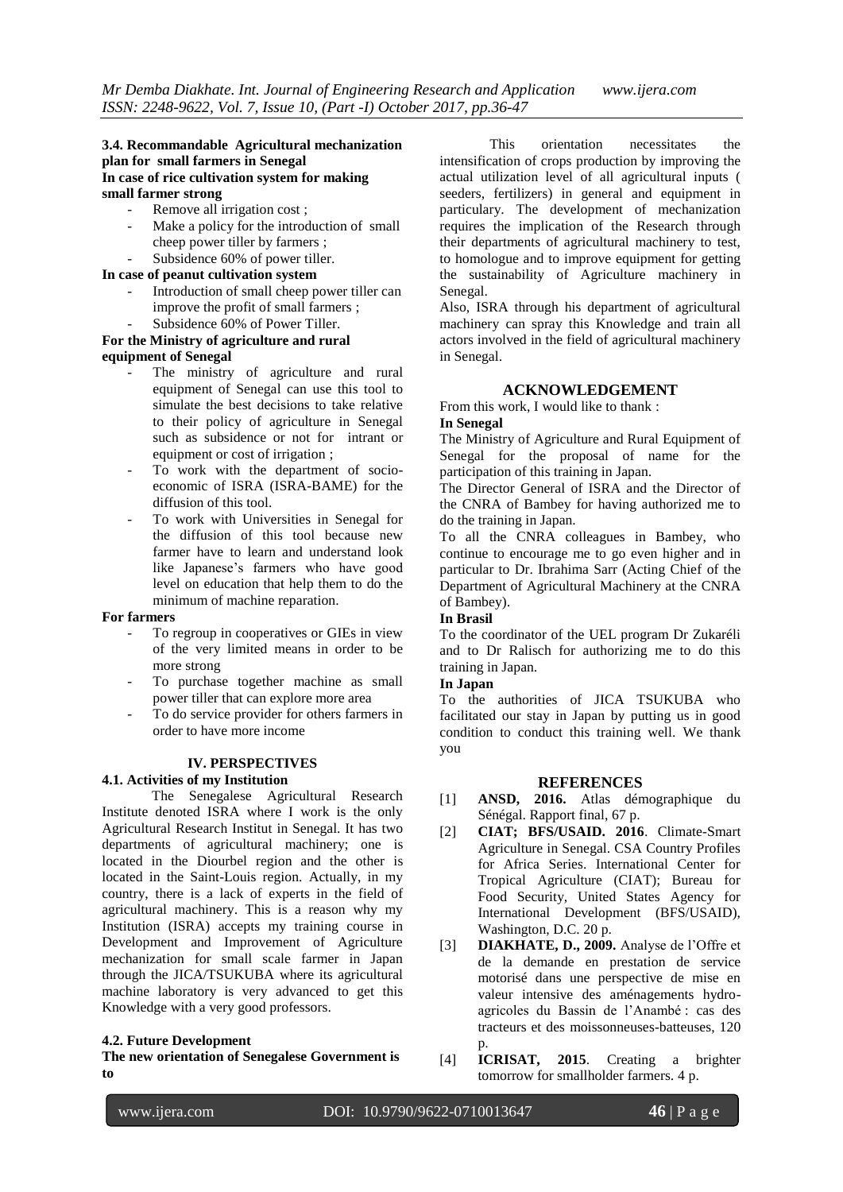### 3.4. Recommandable Agricultural mechanization plan for small farmers in Senegal

**In case of rice cultivation system for making small farmer strong**

- Remove all irrigation cost ;
- Make a policy for the introduction of small cheep power tiller by farmers ;
- Subsidence 60% of power tiller.

**In case of peanut cultivation system**

- Introduction of small cheep power tiller can improve the profit of small farmers ;
- Subsidence 60% of Power Tiller.

**For the Ministry of agriculture and rural equipment of Senegal**

- The ministry of agriculture and rural equipment of Senegal can use this tool to simulate the best decisions to take relative to their policy of agriculture in Senegal such as subsidence or not for intrant or equipment or cost of irrigation ;
- To work with the department of socio-economic of ISRA (ISRA-BAME) for the diffusion of this tool.
- To work with Universities in Senegal for the diffusion of this tool because new farmer have to learn and understand look like Japanese's farmers who have good level on education that help them to do the minimum of machine reparation.

**For farmers**

- To regroup in cooperatives or GIEs in view of the very limited means in order to be more strong
- To purchase together machine as small power tiller that can explore more area
- To do service provider for others farmers in order to have more income

## IV. PERSPECTIVES

### 4.1. Activities of my Institution

The Senegalese Agricultural Research Institute denoted ISRA where I work is the only Agricultural Research Institut in Senegal. It has two departments of agricultural machinery; one is located in the Diourbel region and the other is located in the Saint-Louis region. Actually, in my country, there is a lack of experts in the field of agricultural machinery. This is a reason why my Institution (ISRA) accepts my training course in Development and Improvement of Agriculture mechanization for small scale farmer in Japan through the JICA/TSUKUBA where its agricultural machine laboratory is very advanced to get this Knowledge with a very good professors.

### 4.2. Future Development

**The new orientation of Senegalese Government is to**

This orientation necessitates the intensification of crops production by improving the actual utilization level of all agricultural inputs ( seeders, fertilizers) in general and equipment in particulary. The development of mechanization requires the implication of the Research through their departments of agricultural machinery to test, to homologue and to improve equipment for getting the sustainability of Agriculture machinery in Senegal.

Also, ISRA through his department of agricultural machinery can spray this Knowledge and train all actors involved in the field of agricultural machinery in Senegal.

## ACKNOWLEDGEMENT

From this work, I would like to thank :

**In Senegal**

The Ministry of Agriculture and Rural Equipment of Senegal for the proposal of name for the participation of this training in Japan.

The Director General of ISRA and the Director of the CNRA of Bambey for having authorized me to do the training in Japan.

To all the CNRA colleagues in Bambey, who continue to encourage me to go even higher and in particular to Dr. Ibrahima Sarr (Acting Chief of the Department of Agricultural Machinery at the CNRA of Bambey).

**In Brasil**

To the coordinator of the UEL program Dr Zukaréli and to Dr Ralisch for authorizing me to do this training in Japan.

**In Japan**

To the authorities of JICA TSUKUBA who facilitated our stay in Japan by putting us in good condition to conduct this training well. We thank you

## REFERENCES

[1] **ANSD, 2016.** Atlas démographique du Sénégal. Rapport final, 67 p.

[2] **CIAT; BFS/USAID. 2016**. Climate-Smart Agriculture in Senegal. CSA Country Profiles for Africa Series. International Center for Tropical Agriculture (CIAT); Bureau for Food Security, United States Agency for International Development (BFS/USAID), Washington, D.C. 20 p.

[3] **DIAKHATE, D., 2009.** Analyse de l'Offre et de la demande en prestation de service motorisé dans une perspective de mise en valeur intensive des aménagements hydro-agricoles du Bassin de l'Anambé : cas des tracteurs et des moissonneuses-batteuses, 120 p.

[4] **ICRISAT, 2015**. Creating a brighter tomorrow for smallholder farmers. 4 p.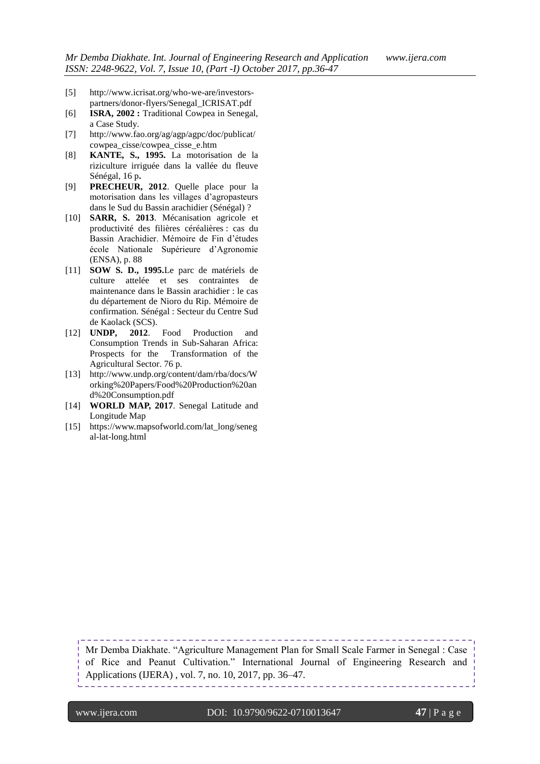[5] http://www.icrisat.org/who-we-are/investors-partners/donor-flyers/Senegal_ICRISAT.pdf

[6] **ISRA, 2002 :** Traditional Cowpea in Senegal, a Case Study.

[7] http://www.fao.org/ag/agp/agpc/doc/publicat/cowpea_cisse/cowpea_cisse_e.htm

[8] **KANTE, S., 1995.** La motorisation de la riziculture irriguée dans la vallée du fleuve Sénégal, 16 p**.**

[9] **PRECHEUR, 2012**. Quelle place pour la motorisation dans les villages d'agropasteurs dans le Sud du Bassin arachidier (Sénégal) ?

[10] **SARR, S. 2013**. Mécanisation agricole et productivité des filières céréalières : cas du Bassin Arachidier. Mémoire de Fin d'études école Nationale Supérieure d'Agronomie (ENSA), p. 88

[11] **SOW S. D., 1995.**Le parc de matériels de culture attelée et ses contraintes de maintenance dans le Bassin arachidier : le cas du département de Nioro du Rip. Mémoire de confirmation. Sénégal : Secteur du Centre Sud de Kaolack (SCS).

[12] **UNDP, 2012**. Food Production and Consumption Trends in Sub-Saharan Africa: Prospects for the Transformation of the Agricultural Sector. 76 p.

[13] http://www.undp.org/content/dam/rba/docs/Working%20Papers/Food%20Production%20and%20Consumption.pdf

[14] **WORLD MAP, 2017**. Senegal Latitude and Longitude Map

[15] https://www.mapsofworld.com/lat_long/senegal-lat-long.html

Mr Demba Diakhate. "Agriculture Management Plan for Small Scale Farmer in Senegal : Case of Rice and Peanut Cultivation." International Journal of Engineering Research and Applications (IJERA) , vol. 7, no. 10, 2017, pp. 36–47.